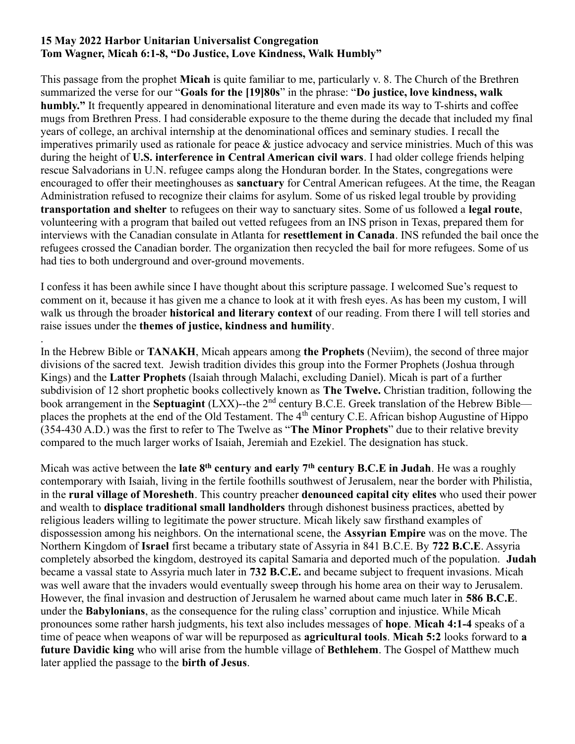**15 May 2022 Harbor Unitarian Universalist Congregation**
**Tom Wagner, Micah 6:1-8, "Do Justice, Love Kindness, Walk Humbly"**

This passage from the prophet **Micah** is quite familiar to me, particularly v. 8. The Church of the Brethren summarized the verse for our "**Goals for the [19]80s**" in the phrase: "**Do justice, love kindness, walk humbly.**" It frequently appeared in denominational literature and even made its way to T-shirts and coffee mugs from Brethren Press. I had considerable exposure to the theme during the decade that included my final years of college, an archival internship at the denominational offices and seminary studies. I recall the imperatives primarily used as rationale for peace & justice advocacy and service ministries. Much of this was during the height of **U.S. interference in Central American civil wars**. I had older college friends helping rescue Salvadorians in U.N. refugee camps along the Honduran border. In the States, congregations were encouraged to offer their meetinghouses as **sanctuary** for Central American refugees. At the time, the Reagan Administration refused to recognize their claims for asylum. Some of us risked legal trouble by providing **transportation and shelter** to refugees on their way to sanctuary sites. Some of us followed a **legal route**, volunteering with a program that bailed out vetted refugees from an INS prison in Texas, prepared them for interviews with the Canadian consulate in Atlanta for **resettlement in Canada**. INS refunded the bail once the refugees crossed the Canadian border. The organization then recycled the bail for more refugees. Some of us had ties to both underground and over-ground movements.

I confess it has been awhile since I have thought about this scripture passage. I welcomed Sue's request to comment on it, because it has given me a chance to look at it with fresh eyes. As has been my custom, I will walk us through the broader **historical and literary context** of our reading. From there I will tell stories and raise issues under the **themes of justice, kindness and humility**.

.
In the Hebrew Bible or **TANAKH**, Micah appears among **the Prophets** (Neviim), the second of three major divisions of the sacred text. Jewish tradition divides this group into the Former Prophets (Joshua through Kings) and the **Latter Prophets** (Isaiah through Malachi, excluding Daniel). Micah is part of a further subdivision of 12 short prophetic books collectively known as **The Twelve.** Christian tradition, following the book arrangement in the **Septuagint** (LXX)--the 2nd century B.C.E. Greek translation of the Hebrew Bible—places the prophets at the end of the Old Testament. The 4th century C.E. African bishop Augustine of Hippo (354-430 A.D.) was the first to refer to The Twelve as "**The Minor Prophets**" due to their relative brevity compared to the much larger works of Isaiah, Jeremiah and Ezekiel. The designation has stuck.

Micah was active between the **late 8th century and early 7th century B.C.E in Judah**. He was a roughly contemporary with Isaiah, living in the fertile foothills southwest of Jerusalem, near the border with Philistia, in the **rural village of Moresheth**. This country preacher **denounced capital city elites** who used their power and wealth to **displace traditional small landholders** through dishonest business practices, abetted by religious leaders willing to legitimate the power structure. Micah likely saw firsthand examples of dispossession among his neighbors. On the international scene, the **Assyrian Empire** was on the move. The Northern Kingdom of **Israel** first became a tributary state of Assyria in 841 B.C.E. By **722 B.C.E**. Assyria completely absorbed the kingdom, destroyed its capital Samaria and deported much of the population. **Judah** became a vassal state to Assyria much later in **732 B.C.E.** and became subject to frequent invasions. Micah was well aware that the invaders would eventually sweep through his home area on their way to Jerusalem. However, the final invasion and destruction of Jerusalem he warned about came much later in **586 B.C.E**. under the **Babylonians**, as the consequence for the ruling class' corruption and injustice. While Micah pronounces some rather harsh judgments, his text also includes messages of **hope**. **Micah 4:1-4** speaks of a time of peace when weapons of war will be repurposed as **agricultural tools**. **Micah 5:2** looks forward to **a future Davidic king** who will arise from the humble village of **Bethlehem**. The Gospel of Matthew much later applied the passage to the **birth of Jesus**.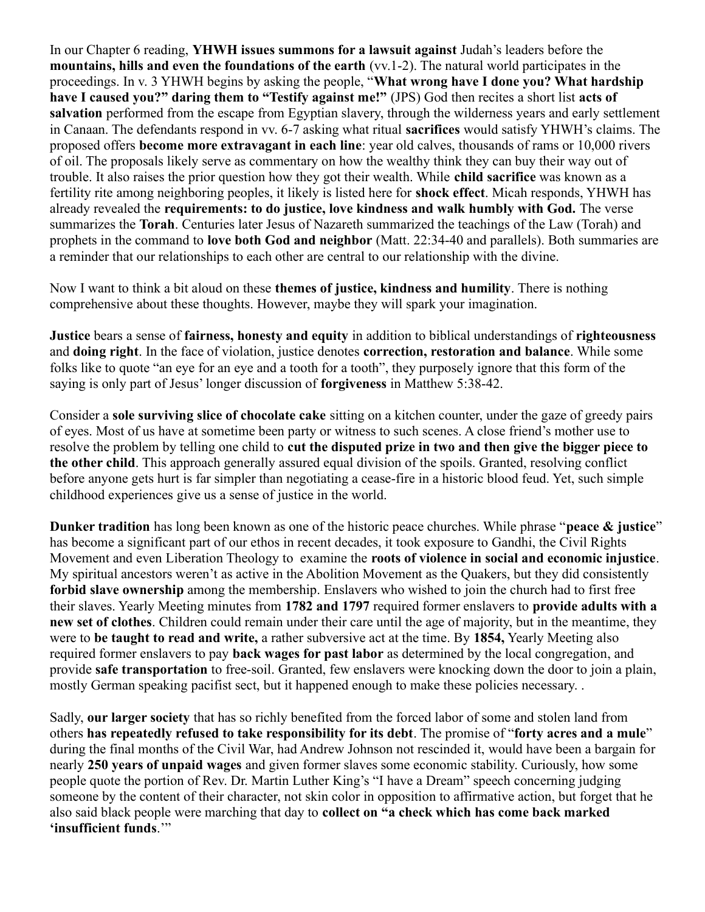In our Chapter 6 reading, **YHWH issues summons for a lawsuit against** Judah's leaders before the **mountains, hills and even the foundations of the earth** (vv.1-2). The natural world participates in the proceedings. In v. 3 YHWH begins by asking the people, "**What wrong have I done you? What hardship have I caused you?" daring them to "Testify against me!"** (JPS) God then recites a short list **acts of salvation** performed from the escape from Egyptian slavery, through the wilderness years and early settlement in Canaan. The defendants respond in vv. 6-7 asking what ritual **sacrifices** would satisfy YHWH's claims. The proposed offers **become more extravagant in each line**: year old calves, thousands of rams or 10,000 rivers of oil. The proposals likely serve as commentary on how the wealthy think they can buy their way out of trouble. It also raises the prior question how they got their wealth. While **child sacrifice** was known as a fertility rite among neighboring peoples, it likely is listed here for **shock effect**. Micah responds, YHWH has already revealed the **requirements: to do justice, love kindness and walk humbly with God.** The verse summarizes the **Torah**. Centuries later Jesus of Nazareth summarized the teachings of the Law (Torah) and prophets in the command to **love both God and neighbor** (Matt. 22:34-40 and parallels). Both summaries are a reminder that our relationships to each other are central to our relationship with the divine.

Now I want to think a bit aloud on these **themes of justice, kindness and humility**. There is nothing comprehensive about these thoughts. However, maybe they will spark your imagination.

**Justice** bears a sense of **fairness, honesty and equity** in addition to biblical understandings of **righteousness** and **doing right**. In the face of violation, justice denotes **correction, restoration and balance**. While some folks like to quote "an eye for an eye and a tooth for a tooth", they purposely ignore that this form of the saying is only part of Jesus' longer discussion of **forgiveness** in Matthew 5:38-42.

Consider a **sole surviving slice of chocolate cake** sitting on a kitchen counter, under the gaze of greedy pairs of eyes. Most of us have at sometime been party or witness to such scenes. A close friend's mother use to resolve the problem by telling one child to **cut the disputed prize in two and then give the bigger piece to the other child**. This approach generally assured equal division of the spoils. Granted, resolving conflict before anyone gets hurt is far simpler than negotiating a cease-fire in a historic blood feud. Yet, such simple childhood experiences give us a sense of justice in the world.

**Dunker tradition** has long been known as one of the historic peace churches. While phrase "**peace & justice**" has become a significant part of our ethos in recent decades, it took exposure to Gandhi, the Civil Rights Movement and even Liberation Theology to examine the **roots of violence in social and economic injustice**. My spiritual ancestors weren't as active in the Abolition Movement as the Quakers, but they did consistently **forbid slave ownership** among the membership. Enslavers who wished to join the church had to first free their slaves. Yearly Meeting minutes from **1782 and 1797** required former enslavers to **provide adults with a new set of clothes**. Children could remain under their care until the age of majority, but in the meantime, they were to **be taught to read and write,** a rather subversive act at the time. By **1854,** Yearly Meeting also required former enslavers to pay **back wages for past labor** as determined by the local congregation, and provide **safe transportation** to free-soil. Granted, few enslavers were knocking down the door to join a plain, mostly German speaking pacifist sect, but it happened enough to make these policies necessary. .

Sadly, **our larger society** that has so richly benefited from the forced labor of some and stolen land from others **has repeatedly refused to take responsibility for its debt**. The promise of "**forty acres and a mule**" during the final months of the Civil War, had Andrew Johnson not rescinded it, would have been a bargain for nearly **250 years of unpaid wages** and given former slaves some economic stability. Curiously, how some people quote the portion of Rev. Dr. Martin Luther King's "I have a Dream" speech concerning judging someone by the content of their character, not skin color in opposition to affirmative action, but forget that he also said black people were marching that day to **collect on "a check which has come back marked 'insufficient funds**.'"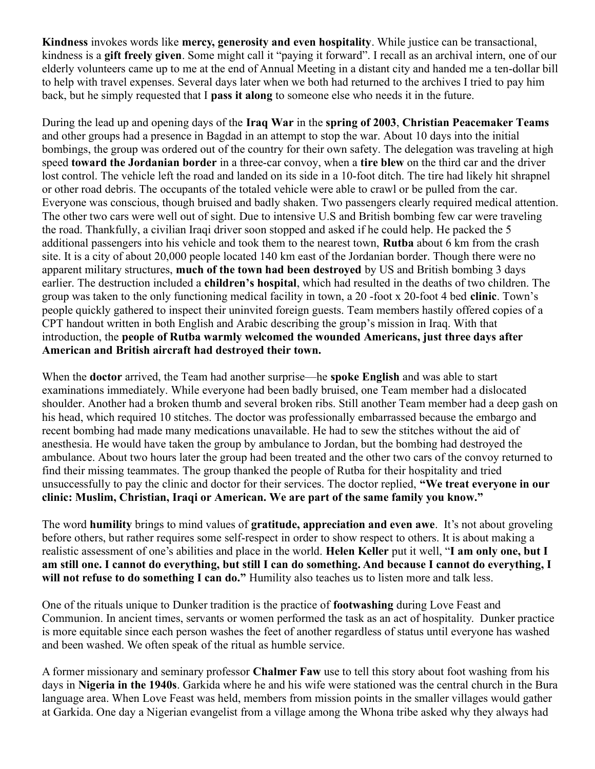**Kindness** invokes words like **mercy, generosity and even hospitality**. While justice can be transactional, kindness is a **gift freely given**. Some might call it "paying it forward". I recall as an archival intern, one of our elderly volunteers came up to me at the end of Annual Meeting in a distant city and handed me a ten-dollar bill to help with travel expenses. Several days later when we both had returned to the archives I tried to pay him back, but he simply requested that I **pass it along** to someone else who needs it in the future.

During the lead up and opening days of the **Iraq War** in the **spring of 2003**, **Christian Peacemaker Teams** and other groups had a presence in Bagdad in an attempt to stop the war. About 10 days into the initial bombings, the group was ordered out of the country for their own safety. The delegation was traveling at high speed **toward the Jordanian border** in a three-car convoy, when a **tire blew** on the third car and the driver lost control. The vehicle left the road and landed on its side in a 10-foot ditch. The tire had likely hit shrapnel or other road debris. The occupants of the totaled vehicle were able to crawl or be pulled from the car. Everyone was conscious, though bruised and badly shaken. Two passengers clearly required medical attention. The other two cars were well out of sight. Due to intensive U.S and British bombing few car were traveling the road. Thankfully, a civilian Iraqi driver soon stopped and asked if he could help. He packed the 5 additional passengers into his vehicle and took them to the nearest town, **Rutba** about 6 km from the crash site. It is a city of about 20,000 people located 140 km east of the Jordanian border. Though there were no apparent military structures, **much of the town had been destroyed** by US and British bombing 3 days earlier. The destruction included a **children's hospital**, which had resulted in the deaths of two children. The group was taken to the only functioning medical facility in town, a 20 -foot x 20-foot 4 bed **clinic**. Town's people quickly gathered to inspect their uninvited foreign guests. Team members hastily offered copies of a CPT handout written in both English and Arabic describing the group's mission in Iraq. With that introduction, the **people of Rutba warmly welcomed the wounded Americans, just three days after American and British aircraft had destroyed their town.**

When the **doctor** arrived, the Team had another surprise—he **spoke English** and was able to start examinations immediately. While everyone had been badly bruised, one Team member had a dislocated shoulder. Another had a broken thumb and several broken ribs. Still another Team member had a deep gash on his head, which required 10 stitches. The doctor was professionally embarrassed because the embargo and recent bombing had made many medications unavailable. He had to sew the stitches without the aid of anesthesia. He would have taken the group by ambulance to Jordan, but the bombing had destroyed the ambulance. About two hours later the group had been treated and the other two cars of the convoy returned to find their missing teammates. The group thanked the people of Rutba for their hospitality and tried unsuccessfully to pay the clinic and doctor for their services. The doctor replied, **"We treat everyone in our clinic: Muslim, Christian, Iraqi or American. We are part of the same family you know."**

The word **humility** brings to mind values of **gratitude, appreciation and even awe**. It's not about groveling before others, but rather requires some self-respect in order to show respect to others. It is about making a realistic assessment of one's abilities and place in the world. **Helen Keller** put it well, "**I am only one, but I am still one. I cannot do everything, but still I can do something. And because I cannot do everything, I will not refuse to do something I can do."** Humility also teaches us to listen more and talk less.

One of the rituals unique to Dunker tradition is the practice of **footwashing** during Love Feast and Communion. In ancient times, servants or women performed the task as an act of hospitality. Dunker practice is more equitable since each person washes the feet of another regardless of status until everyone has washed and been washed. We often speak of the ritual as humble service.

A former missionary and seminary professor **Chalmer Faw** use to tell this story about foot washing from his days in **Nigeria in the 1940s**. Garkida where he and his wife were stationed was the central church in the Bura language area. When Love Feast was held, members from mission points in the smaller villages would gather at Garkida. One day a Nigerian evangelist from a village among the Whona tribe asked why they always had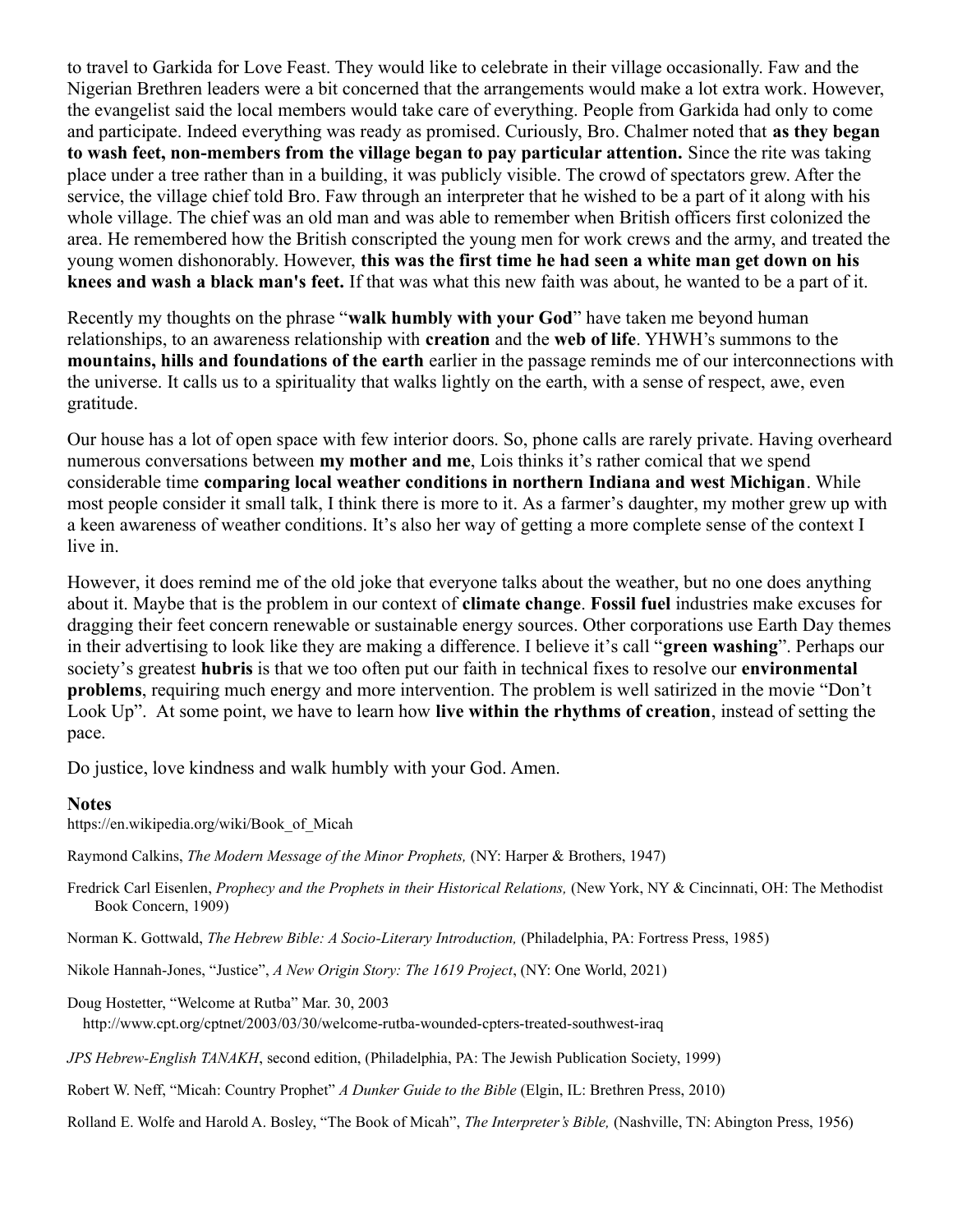to travel to Garkida for Love Feast. They would like to celebrate in their village occasionally. Faw and the Nigerian Brethren leaders were a bit concerned that the arrangements would make a lot extra work. However, the evangelist said the local members would take care of everything. People from Garkida had only to come and participate. Indeed everything was ready as promised. Curiously, Bro. Chalmer noted that **as they began to wash feet, non-members from the village began to pay particular attention.** Since the rite was taking place under a tree rather than in a building, it was publicly visible. The crowd of spectators grew. After the service, the village chief told Bro. Faw through an interpreter that he wished to be a part of it along with his whole village. The chief was an old man and was able to remember when British officers first colonized the area. He remembered how the British conscripted the young men for work crews and the army, and treated the young women dishonorably. However, **this was the first time he had seen a white man get down on his knees and wash a black man's feet.** If that was what this new faith was about, he wanted to be a part of it.

Recently my thoughts on the phrase "**walk humbly with your God**" have taken me beyond human relationships, to an awareness relationship with **creation** and the **web of life**. YHWH's summons to the **mountains, hills and foundations of the earth** earlier in the passage reminds me of our interconnections with the universe. It calls us to a spirituality that walks lightly on the earth, with a sense of respect, awe, even gratitude.

Our house has a lot of open space with few interior doors. So, phone calls are rarely private. Having overheard numerous conversations between **my mother and me**, Lois thinks it's rather comical that we spend considerable time **comparing local weather conditions in northern Indiana and west Michigan**. While most people consider it small talk, I think there is more to it. As a farmer's daughter, my mother grew up with a keen awareness of weather conditions. It's also her way of getting a more complete sense of the context I live in.

However, it does remind me of the old joke that everyone talks about the weather, but no one does anything about it. Maybe that is the problem in our context of **climate change**. **Fossil fuel** industries make excuses for dragging their feet concern renewable or sustainable energy sources. Other corporations use Earth Day themes in their advertising to look like they are making a difference. I believe it's call "**green washing**". Perhaps our society's greatest **hubris** is that we too often put our faith in technical fixes to resolve our **environmental problems**, requiring much energy and more intervention. The problem is well satirized in the movie "Don't Look Up". At some point, we have to learn how **live within the rhythms of creation**, instead of setting the pace.

Do justice, love kindness and walk humbly with your God. Amen.

### Notes

https://en.wikipedia.org/wiki/Book_of_Micah

Raymond Calkins, *The Modern Message of the Minor Prophets,* (NY: Harper & Brothers, 1947)

Fredrick Carl Eisenlen, *Prophecy and the Prophets in their Historical Relations,* (New York, NY & Cincinnati, OH: The Methodist Book Concern, 1909)

Norman K. Gottwald, *The Hebrew Bible: A Socio-Literary Introduction,* (Philadelphia, PA: Fortress Press, 1985)

Nikole Hannah-Jones, "Justice", *A New Origin Story: The 1619 Project*, (NY: One World, 2021)

Doug Hostetter, "Welcome at Rutba" Mar. 30, 2003 http://www.cpt.org/cptnet/2003/03/30/welcome-rutba-wounded-cpters-treated-southwest-iraq

*JPS Hebrew-English TANAKH*, second edition, (Philadelphia, PA: The Jewish Publication Society, 1999)

Robert W. Neff, "Micah: Country Prophet" *A Dunker Guide to the Bible* (Elgin, IL: Brethren Press, 2010)

Rolland E. Wolfe and Harold A. Bosley, "The Book of Micah", *The Interpreter's Bible,* (Nashville, TN: Abington Press, 1956)